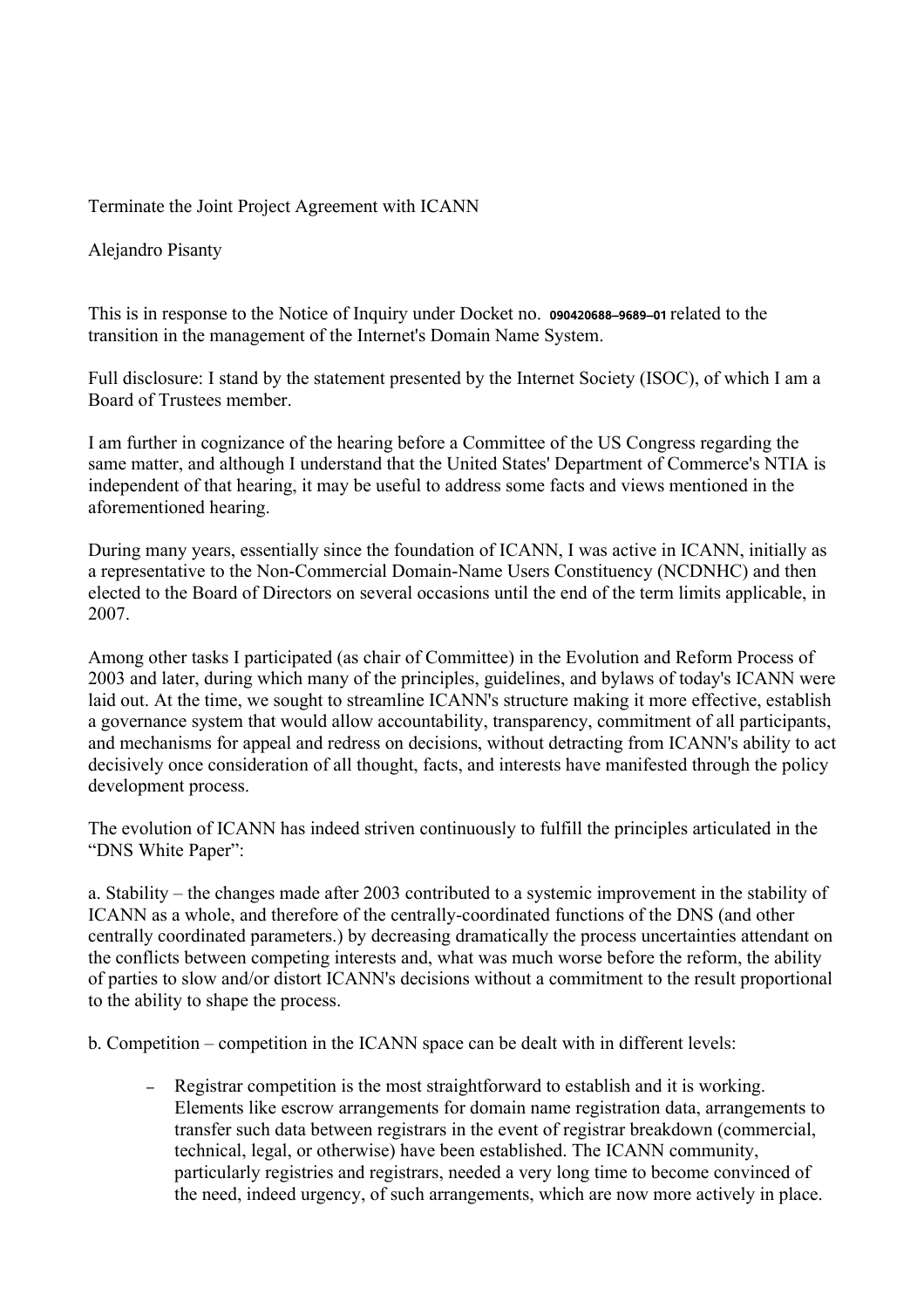Terminate the Joint Project Agreement with ICANN

Alejandro Pisanty

This is in response to the Notice of Inquiry under Docket no. **090420688–9689–01** related to the transition in the management of the Internet's Domain Name System.

Full disclosure: I stand by the statement presented by the Internet Society (ISOC), of which I am a Board of Trustees member.

I am further in cognizance of the hearing before a Committee of the US Congress regarding the same matter, and although I understand that the United States' Department of Commerce's NTIA is independent of that hearing, it may be useful to address some facts and views mentioned in the aforementioned hearing.

During many years, essentially since the foundation of ICANN, I was active in ICANN, initially as a representative to the Non-Commercial Domain-Name Users Constituency (NCDNHC) and then elected to the Board of Directors on several occasions until the end of the term limits applicable, in 2007.

Among other tasks I participated (as chair of Committee) in the Evolution and Reform Process of 2003 and later, during which many of the principles, guidelines, and bylaws of today's ICANN were laid out. At the time, we sought to streamline ICANN's structure making it more effective, establish a governance system that would allow accountability, transparency, commitment of all participants, and mechanisms for appeal and redress on decisions, without detracting from ICANN's ability to act decisively once consideration of all thought, facts, and interests have manifested through the policy development process.

The evolution of ICANN has indeed striven continuously to fulfill the principles articulated in the "DNS White Paper":

a. Stability – the changes made after 2003 contributed to a systemic improvement in the stability of ICANN as a whole, and therefore of the centrally-coordinated functions of the DNS (and other centrally coordinated parameters.) by decreasing dramatically the process uncertainties attendant on the conflicts between competing interests and, what was much worse before the reform, the ability of parties to slow and/or distort ICANN's decisions without a commitment to the result proportional to the ability to shape the process.

b. Competition – competition in the ICANN space can be dealt with in different levels:

- Registrar competition is the most straightforward to establish and it is working. Elements like escrow arrangements for domain name registration data, arrangements to transfer such data between registrars in the event of registrar breakdown (commercial, technical, legal, or otherwise) have been established. The ICANN community, particularly registries and registrars, needed a very long time to become convinced of the need, indeed urgency, of such arrangements, which are now more actively in place.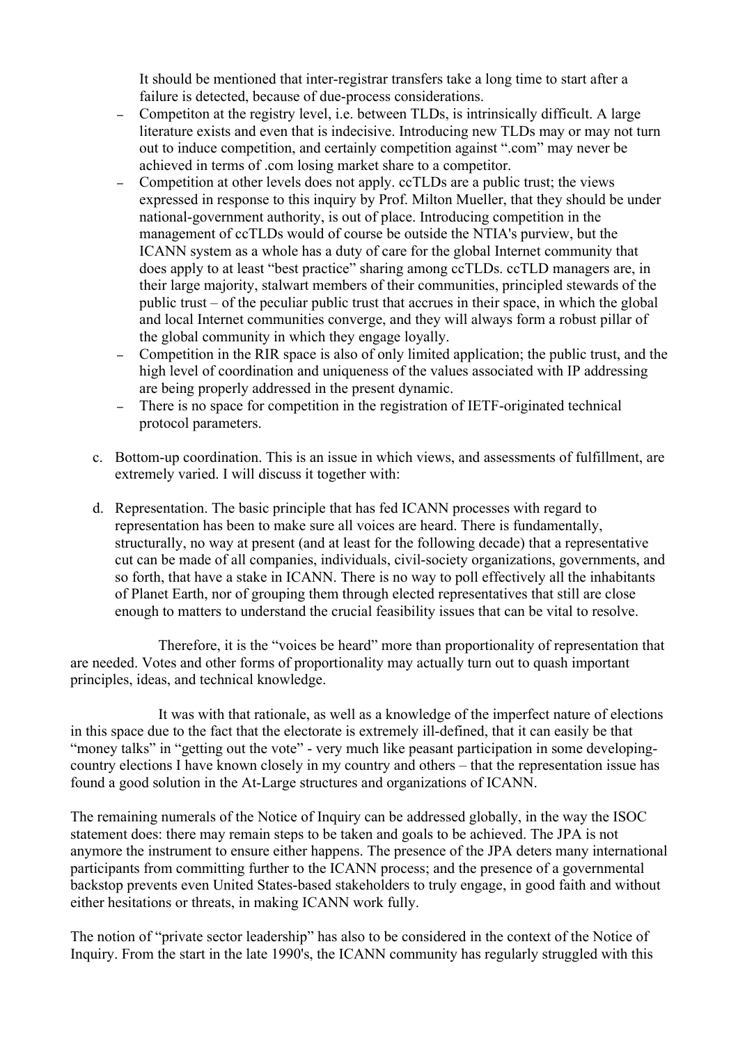It should be mentioned that inter-registrar transfers take a long time to start after a failure is detected, because of due-process considerations.

- Competiton at the registry level, i.e. between TLDs, is intrinsically difficult. A large literature exists and even that is indecisive. Introducing new TLDs may or may not turn out to induce competition, and certainly competition against ".com" may never be achieved in terms of .com losing market share to a competitor.
- Competition at other levels does not apply. ccTLDs are a public trust; the views expressed in response to this inquiry by Prof. Milton Mueller, that they should be under national-government authority, is out of place. Introducing competition in the management of ccTLDs woul of course be outside the NTIA's purview, but the ICANN system as a whole has a duty of care for the global Internet community that does apply to at least "best practice" sharing among ccTLDs. ccTLD managers are, in their large majority, stalwart members of their communities, principled stewards of the public trust – of the peculiar public trust that accrues in their space, in which the global and local Internet communities converge, and they will always form a robust pillar of the global community in which they engage loyally.
- Competition in the RIR space is also of only limited application; the public trust, and the high level of coordination and uniqueness of the values associated with IP addressing are being properly addressed in the present dynamic.
- There is no space for competition in the registration of IETF-originated technical protocol parameters.

c. Bottom-up coordination. This is an issue in which views, and assessments of fulfillment, are extremely varied. I will discuss it together with:

d. Representation. The basic principle that has fed ICANN processes with regard to representation has been to make sure all voices are heard. There is fundamentally, structurally, no way at present (and at least for the following decade) that a representative cut can be made of all companies, individuals, civil-society organizations, governments, and so forth, that have a stake in ICANN. There is no way to poll effectively all the inhabitants of Planet Earth, nor of grouping them through elected representatives that still are close enough to matters to understand the crucial feasibility issues that can be vital to resolve.

Therefore, it is the "voices be heard" more than proportionality of representation that are needed. Votes and other forms of proportionality may actually turn out to quash important principles, ideas, and technical knowledge.

It was with that rationale, as well as a knowledge of the imperfect nature of elections in this space due to the fact that the electorate is extremely ill-defined, that it can easily be that "money talks" in "getting out the vote" - very much like peasant participation in some developing-country elections I have known closely in my country and others – that the representation issue has found a good solution in the At-Large structures and organizations of ICANN.

The remaining numerals of the Notice of Inquiry can be addressed globally, in the way the ISOC statement does: there may remain steps to be taken and goals to be achieved. The JPA is not anymore the instrument to ensure either happens. The presence of the JPA deters many international participants from committing further to the ICANN process; and the presence of a governmental backstop prevents even United States-based stakeholders to truly engage, in good faith and without either hesitations or threats, in making ICANN work fully.

The notion of "private sector leadership" has also to be considered in the context of the Notice of Inquiry. From the start in the late 1990's, the ICANN community has regularly struggled with this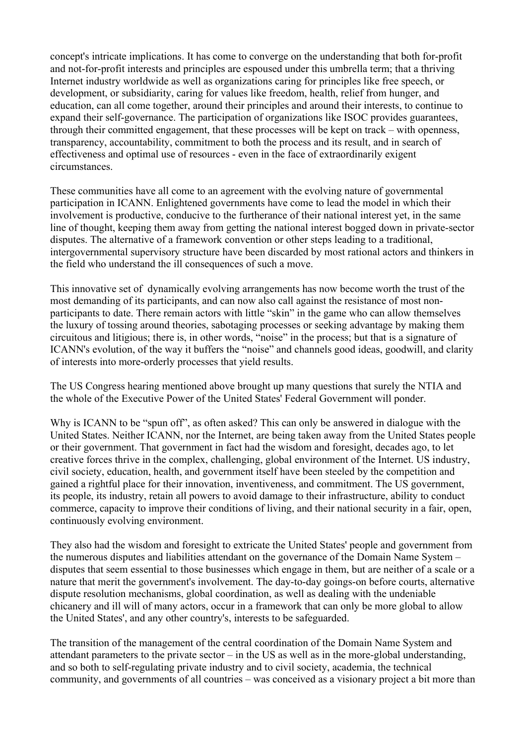concept's intricate implications. It has come to converge on the understanding that both for-profit and not-for-profit interests and principles are espoused under this umbrella term; that a thriving Internet industry worldwide as well as organizations caring for principles like free speech, or development, or subsidiarity, caring for values like freedom, health, relief from hunger, and education, can all come together, around their principles and around their interests, to continue to expand their self-governance. The participation of organizations like ISOC provides guarantees, through their committed engagement, that these processes will be kept on track – with openness, transparency, accountability, commitment to both the process and its result, and in search of effectiveness and optimal use of resources - even in the face of extraordinarily exigent circumstances.

These communities have all come to an agreement with the evolving nature of governmental participation in ICANN. Enlightened governments have come to lead the model in which their involvement is productive, conducive to the furtherance of their national interest yet, in the same line of thought, keeping them away from getting the national interest bogged down in private-sector disputes. The alternative of a framework convention or other steps leading to a traditional, intergovernmental supervisory structure have been discarded by most rational actors and thinkers in the field who understand the ill consequences of such a move.

This innovative set of dynamically evolving arrangements has now become worth the trust of the most demanding of its participants, and can now also call against the resistance of most non-participants to date. There remain actors with little "skin" in the game who can allow themselves the luxury of tossing around theories, sabotaging processes or seeking advantage by making them circuitous and litigious; there is, in other words, "noise" in the process; but that is a signature of ICANN's evolution, of the way it buffers the "noise" and channels good ideas, goodwill, and clarity of interests into more-orderly processes that yield results.

The US Congress hearing mentioned above brought up many questions that surely the NTIA and the whole of the Executive Power of the United States' Federal Government will ponder.

Why is ICANN to be "spun off", as often asked? This can only be answered in dialogue with the United States. Neither ICANN, nor the Internet, are being taken away from the United States people or their government. That government in fact had the wisdom and foresight, decades ago, to let creative forces thrive in the complex, challenging, global environment of the Internet. US industry, civil society, education, health, and government itself have been steeled by the competition and gained a rightful place for their innovation, inventiveness, and commitment. The US government, its people, its industry, retain all powers to avoid damage to their infrastructure, ability to conduct commerce, capacity to improve their conditions of living, and their national security in a fair, open, continuously evolving environment.

They also had the wisdom and foresight to extricate the United States' people and government from the numerous disputes and liabilities attendant on the governance of the Domain Name System – disputes that seem essential to those businesses which engage in them, but are neither of a scale or a nature that merit the government's involvement. The day-to-day goings-on before courts, alternative dispute resolution mechanisms, global coordination, as well as dealing with the undeniable chicanery and ill will of many actors, occur in a framework that can only be more global to allow the United States', and any other country's, interests to be safeguarded.

The transition of the management of the central coordination of the Domain Name System and attendant parameters to the private sector – in the US as well as in the more-global understanding, and so both to self-regulating private industry and to civil society, academia, the technical community, and governments of all countries – was conceived as a visionary project a bit more than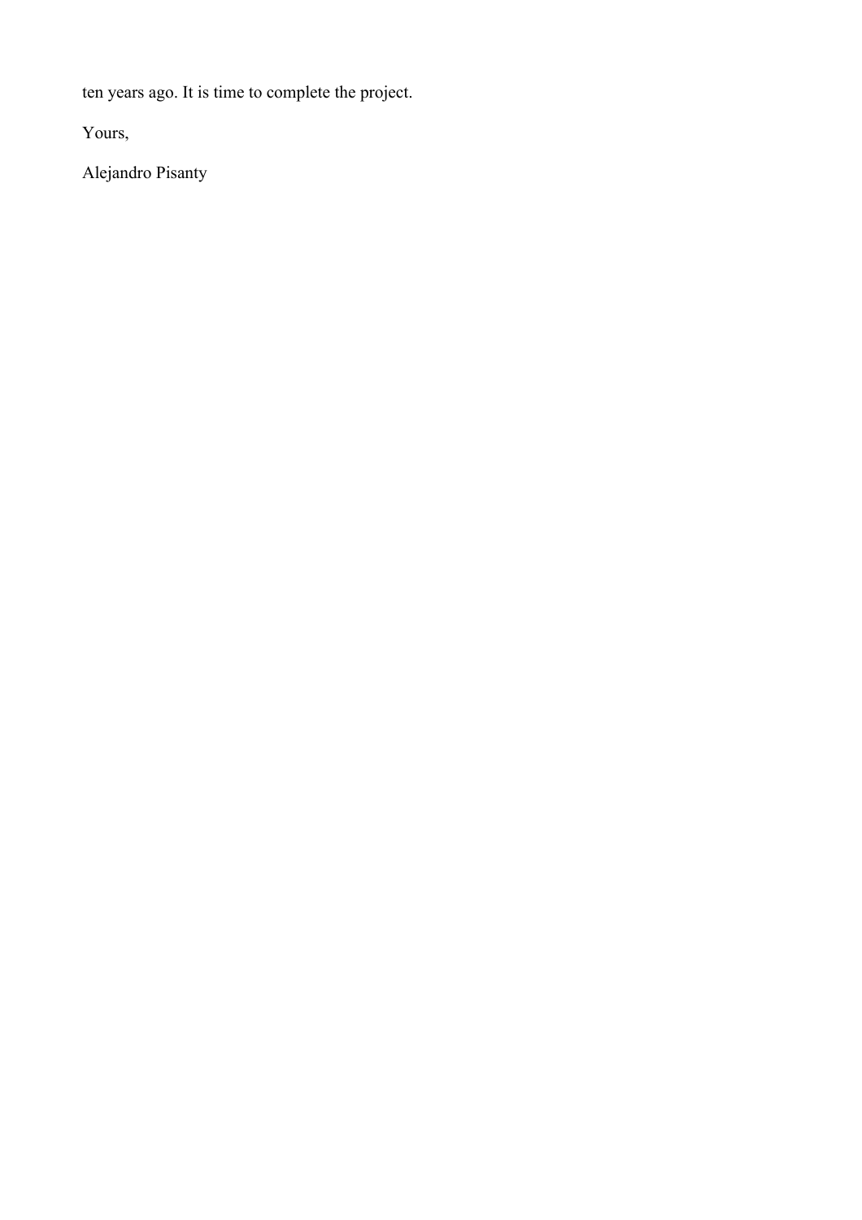ten years ago. It is time to complete the project.

Yours,

Alejandro Pisanty